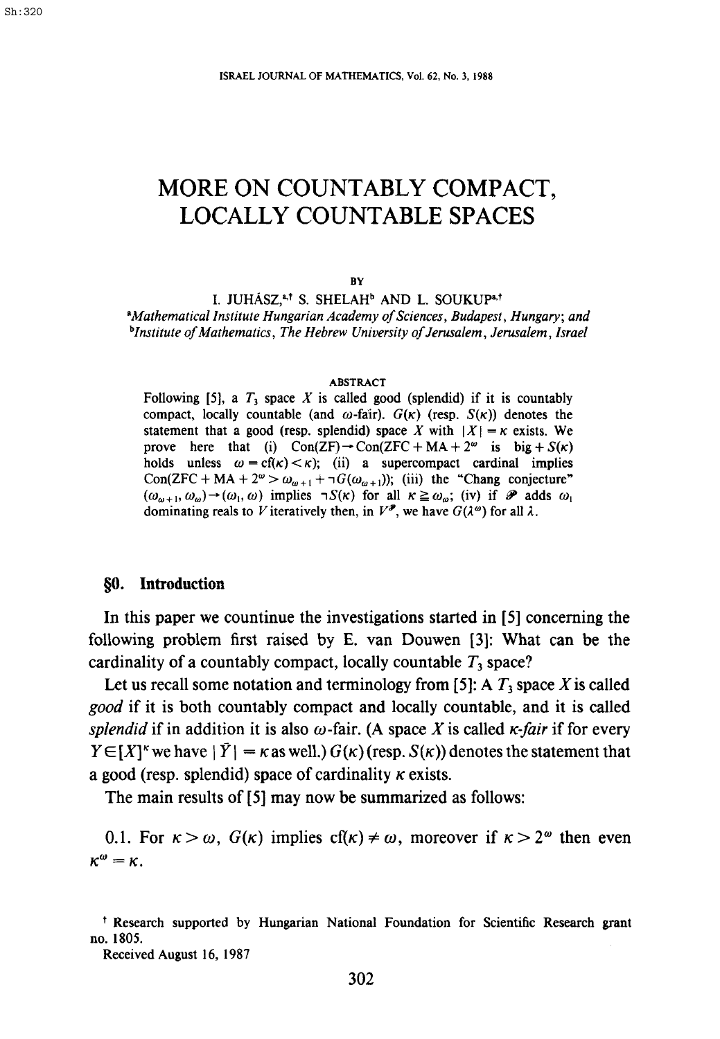# MORE ON COUNTABLY COMPACT, LOCALLY COUNTABLE SPACES

BY

I. JUHÁSZ,[a,†] S. SHELAH[b] AND L. SOUKUP[a,†]

[a]*Mathematical Institute Hungarian Academy of Sciences, Budapest, Hungary; and*
[b]*Institute of Mathematics, The Hebrew University of Jerusalem, Jerusalem, Israel*

ABSTRACT

Following [5], a $T_3$ space $X$ is called good (splendid) if it is countably compact, locally countable (and $\omega$-fair). $G(\kappa)$ (resp. $S(\kappa)$) denotes the statement that a good (resp. splendid) space $X$ with $|X| = \kappa$ exists. We prove here that (i) $\mathrm{Con}(\mathrm{ZF}) \to \mathrm{Con}(\mathrm{ZFC} + \mathrm{MA} + 2^{\omega}$ is big $+ S(\kappa)$ holds unless $\omega = \mathrm{cf}(\kappa) < \kappa)$; (ii) a supercompact cardinal implies $\mathrm{Con}(\mathrm{ZFC} + \mathrm{MA} + 2^{\omega} > \omega_{\omega+1} + \neg G(\omega_{\omega+1}))$; (iii) the "Chang conjecture" $(\omega_{\omega+1}, \omega_{\omega}) \to (\omega_1, \omega)$ implies $\neg S(\kappa)$ for all $\kappa \geqq \omega_{\omega}$; (iv) if $\mathscr{P}$ adds $\omega_1$ dominating reals to $V$ iteratively then, in $V^{\mathscr{P}}$, we have $G(\lambda^{\omega})$ for all $\lambda$.

## §0. Introduction

In this paper we countinue the investigations started in [5] concerning the following problem first raised by E. van Douwen [3]: What can be the cardinality of a countably compact, locally countable $T_3$ space?

Let us recall some notation and terminology from [5]: A $T_3$ space $X$ is called *good* if it is both countably compact and locally countable, and it is called *splendid* if in addition it is also $\omega$-fair. (A space $X$ is called *$\kappa$-fair* if for every $Y \in [X]^{\kappa}$ we have $|\bar{Y}| = \kappa$ as well.) $G(\kappa)$ (resp. $S(\kappa)$) denotes the statement that a good (resp. splendid) space of cardinality $\kappa$ exists.

The main results of [5] may now be summarized as follows:

0.1. For $\kappa > \omega$, $G(\kappa)$ implies $\mathrm{cf}(\kappa) \neq \omega$, moreover if $\kappa > 2^{\omega}$ then even $\kappa^{\omega} = \kappa$.

---

† Research supported by Hungarian National Foundation for Scientific Research grant no. 1805.

Received August 16, 1987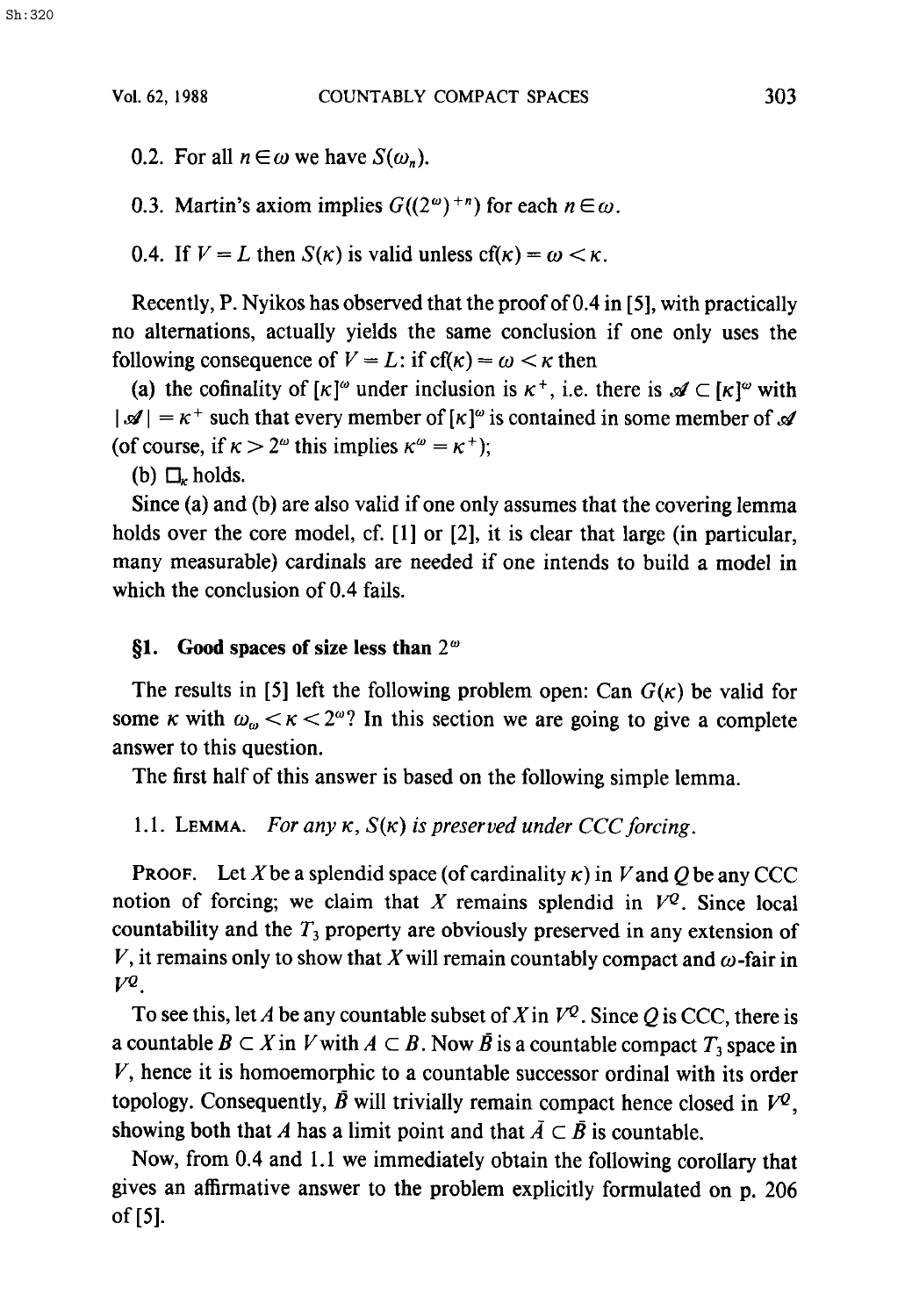0.2. For all $n \in \omega$ we have $S(\omega_n)$.

0.3. Martin's axiom implies $G((2^\omega)^{+n})$ for each $n \in \omega$.

0.4. If $V = L$ then $S(\kappa)$ is valid unless $\mathrm{cf}(\kappa) = \omega < \kappa$.

Recently, P. Nyikos has observed that the proof of 0.4 in [5], with practically no alternations, actually yields the same conclusion if one only uses the following consequence of $V = L$: if $\mathrm{cf}(\kappa) = \omega < \kappa$ then

(a) the cofinality of $[\kappa]^\omega$ under inclusion is $\kappa^+$, i.e. there is $\mathcal{A} \subset [\kappa]^\omega$ with $|\mathcal{A}| = \kappa^+$ such that every member of $[\kappa]^\omega$ is contained in some member of $\mathcal{A}$ (of course, if $\kappa > 2^\omega$ this implies $\kappa^\omega = \kappa^+$);

(b) $\square_\kappa$ holds.

Since (a) and (b) are also valid if one only assumes that the covering lemma holds over the core model, cf. [1] or [2], it is clear that large (in particular, many measurable) cardinals are needed if one intends to build a model in which the conclusion of 0.4 fails.

## §1. Good spaces of size less than $2^\omega$

The results in [5] left the following problem open: Can $G(\kappa)$ be valid for some $\kappa$ with $\omega_\omega < \kappa < 2^\omega$? In this section we are going to give a complete answer to this question.

The first half of this answer is based on the following simple lemma.

1.1. LEMMA. *For any $\kappa$, $S(\kappa)$ is preserved under CCC forcing.*

PROOF. Let $X$ be a splendid space (of cardinality $\kappa$) in $V$ and $Q$ be any CCC notion of forcing; we claim that $X$ remains splendid in $V^Q$. Since local countability and the $T_3$ property are obviously preserved in any extension of $V$, it remains only to show that $X$ will remain countably compact and $\omega$-fair in $V^Q$.

To see this, let $A$ be any countable subset of $X$ in $V^Q$. Since $Q$ is CCC, there is a countable $B \subset X$ in $V$ with $A \subset B$. Now $\bar{B}$ is a countable compact $T_3$ space in $V$, hence it is homoemorphic to a countable successor ordinal with its order topology. Consequently, $\bar{B}$ will trivially remain compact hence closed in $V^Q$, showing both that $A$ has a limit point and that $\bar{A} \subset \bar{B}$ is countable.

Now, from 0.4 and 1.1 we immediately obtain the following corollary that gives an affirmative answer to the problem explicitly formulated on p. 206 of [5].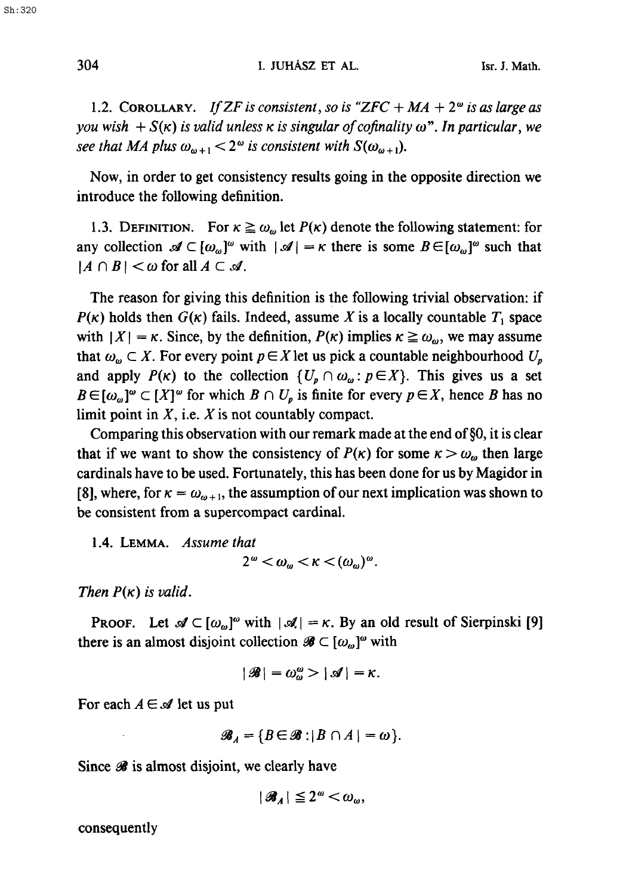**1.2. Corollary.** *If ZF is consistent, so is "ZFC + MA + $2^\omega$ is as large as you wish + $S(\kappa)$ is valid unless $\kappa$ is singular of cofinality $\omega$". In particular, we see that MA plus $\omega_{\omega+1} < 2^\omega$ is consistent with $S(\omega_{\omega+1})$.*

Now, in order to get consistency results going in the opposite direction we introduce the following definition.

**1.3. Definition.** For $\kappa \geqq \omega_\omega$ let $P(\kappa)$ denote the following statement: for any collection $\mathcal{A} \subset [\omega_\omega]^\omega$ with $|\mathcal{A}| = \kappa$ there is some $B \in [\omega_\omega]^\omega$ such that $|A \cap B| < \omega$ for all $A \subset \mathcal{A}$.

The reason for giving this definition is the following trivial observation: if $P(\kappa)$ holds then $G(\kappa)$ fails. Indeed, assume $X$ is a locally countable $T_1$ space with $|X| = \kappa$. Since, by the definition, $P(\kappa)$ implies $\kappa \geqq \omega_\omega$, we may assume that $\omega_\omega \subset X$. For every point $p \in X$ let us pick a countable neighbourhood $U_p$ and apply $P(\kappa)$ to the collection $\{U_p \cap \omega_\omega : p \in X\}$. This gives us a set $B \in [\omega_\omega]^\omega \subset [X]^\omega$ for which $B \cap U_p$ is finite for every $p \in X$, hence $B$ has no limit point in $X$, i.e. $X$ is not countably compact.

Comparing this observation with our remark made at the end of §0, it is clear that if we want to show the consistency of $P(\kappa)$ for some $\kappa > \omega_\omega$ then large cardinals have to be used. Fortunately, this has been done for us by Magidor in [8], where, for $\kappa = \omega_{\omega+1}$, the assumption of our next implication was shown to be consistent from a supercompact cardinal.

**1.4. Lemma.** *Assume that*

$$2^\omega < \omega_\omega < \kappa < (\omega_\omega)^\omega.$$

*Then $P(\kappa)$ is valid.*

**Proof.** Let $\mathcal{A} \subset [\omega_\omega]^\omega$ with $|\mathcal{A}| = \kappa$. By an old result of Sierpinski [9] there is an almost disjoint collection $\mathcal{B} \subset [\omega_\omega]^\omega$ with

$$|\mathcal{B}| = \omega_\omega^\omega > |\mathcal{A}| = \kappa.$$

For each $A \in \mathcal{A}$ let us put

$$\mathcal{B}_A = \{B \in \mathcal{B} : |B \cap A| = \omega\}.$$

Since $\mathcal{B}$ is almost disjoint, we clearly have

$$|\mathcal{B}_A| \leqq 2^\omega < \omega_\omega,$$

consequently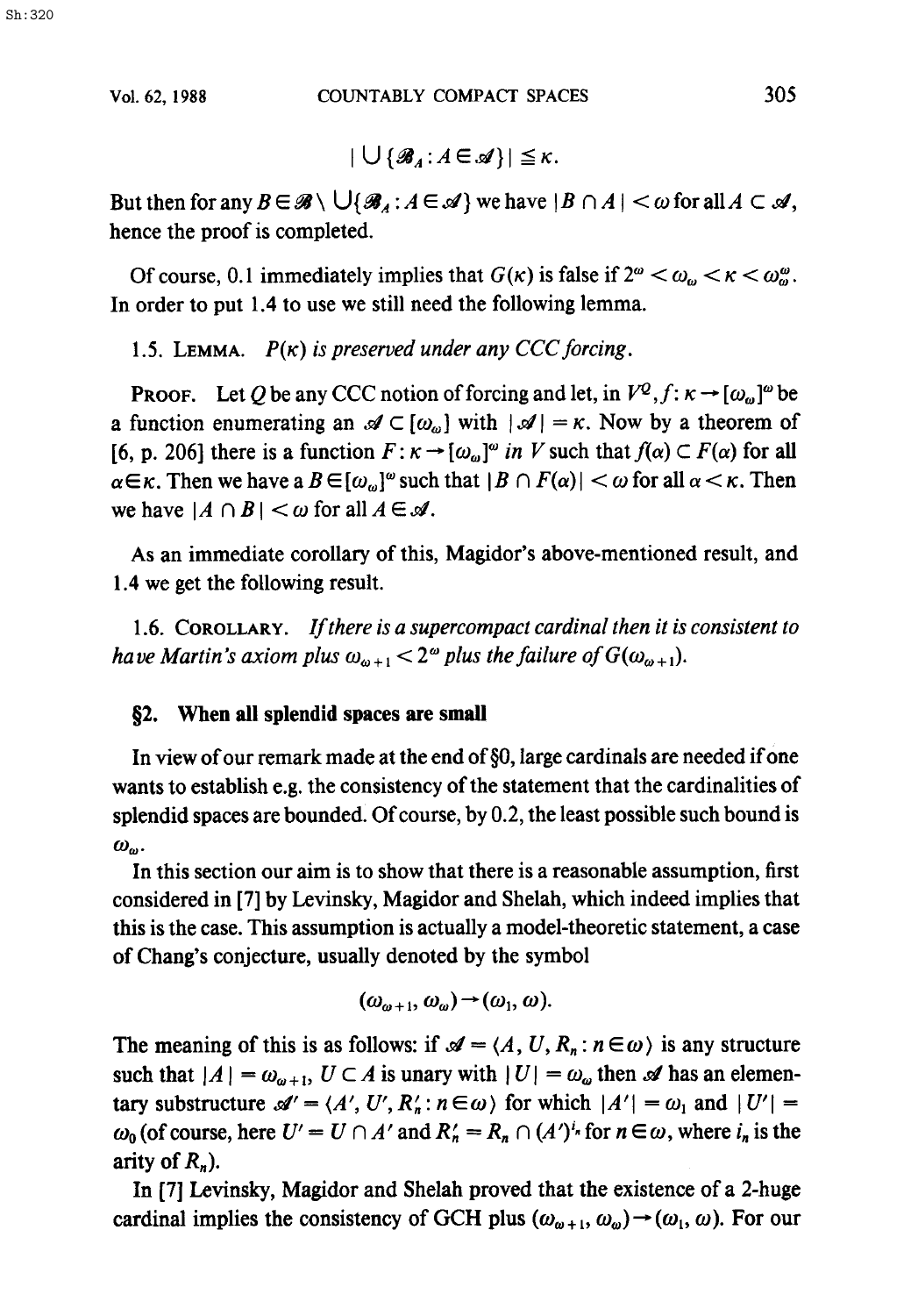$$|\bigcup\{\mathscr{B}_A : A \in \mathscr{A}\}| \leqq \kappa.$$

But then for any $B \in \mathscr{B} \setminus \bigcup\{\mathscr{B}_A : A \in \mathscr{A}\}$ we have $|B \cap A| < \omega$ for all $A \subset \mathscr{A}$, hence the proof is completed.

Of course, 0.1 immediately implies that $G(\kappa)$ is false if $2^\omega < \omega_\omega < \kappa < \omega_\omega^\omega$. In order to put 1.4 to use we still need the following lemma.

1.5. LEMMA. *$P(\kappa)$ is preserved under any CCC forcing.*

PROOF. Let $Q$ be any CCC notion of forcing and let, in $V^Q$, $f: \kappa \to [\omega_\omega]^\omega$ be a function enumerating an $\mathscr{A} \subset [\omega_\omega]$ with $|\mathscr{A}| = \kappa$. Now by a theorem of [6, p. 206] there is a function $F: \kappa \to [\omega_\omega]^\omega$ *in* $V$ such that $f(\alpha) \subset F(\alpha)$ for all $\alpha \in \kappa$. Then we have a $B \in [\omega_\omega]^\omega$ such that $|B \cap F(\alpha)| < \omega$ for all $\alpha < \kappa$. Then we have $|A \cap B| < \omega$ for all $A \in \mathscr{A}$.

As an immediate corollary of this, Magidor's above-mentioned result, and 1.4 we get the following result.

1.6. COROLLARY. *If there is a supercompact cardinal then it is consistent to have Martin's axiom plus $\omega_{\omega+1} < 2^\omega$ plus the failure of $G(\omega_{\omega+1})$.*

## §2. When all splendid spaces are small

In view of our remark made at the end of §0, large cardinals are needed if one wants to establish e.g. the consistency of the statement that the cardinalities of splendid spaces are bounded. Of course, by 0.2, the least possible such bound is $\omega_\omega$.

In this section our aim is to show that there is a reasonable assumption, first considered in [7] by Levinsky, Magidor and Shelah, which indeed implies that this is the case. This assumption is actually a model-theoretic statement, a case of Chang's conjecture, usually denoted by the symbol

$$(\omega_{\omega+1}, \omega_\omega) \to (\omega_1, \omega).$$

The meaning of this is as follows: if $\mathscr{A} = \langle A, U, R_n : n \in \omega \rangle$ is any structure such that $|A| = \omega_{\omega+1}$, $U \subset A$ is unary with $|U| = \omega_\omega$ then $\mathscr{A}$ has an elementary substructure $\mathscr{A}' = \langle A', U', R_n' : n \in \omega \rangle$ for which $|A'| = \omega_1$ and $|U'| = \omega_0$ (of course, here $U' = U \cap A'$ and $R_n' = R_n \cap (A')^{i_n}$ for $n \in \omega$, where $i_n$ is the arity of $R_n$).

In [7] Levinsky, Magidor and Shelah proved that the existence of a 2-huge cardinal implies the consistency of GCH plus $(\omega_{\omega+1}, \omega_\omega) \to (\omega_1, \omega)$. For our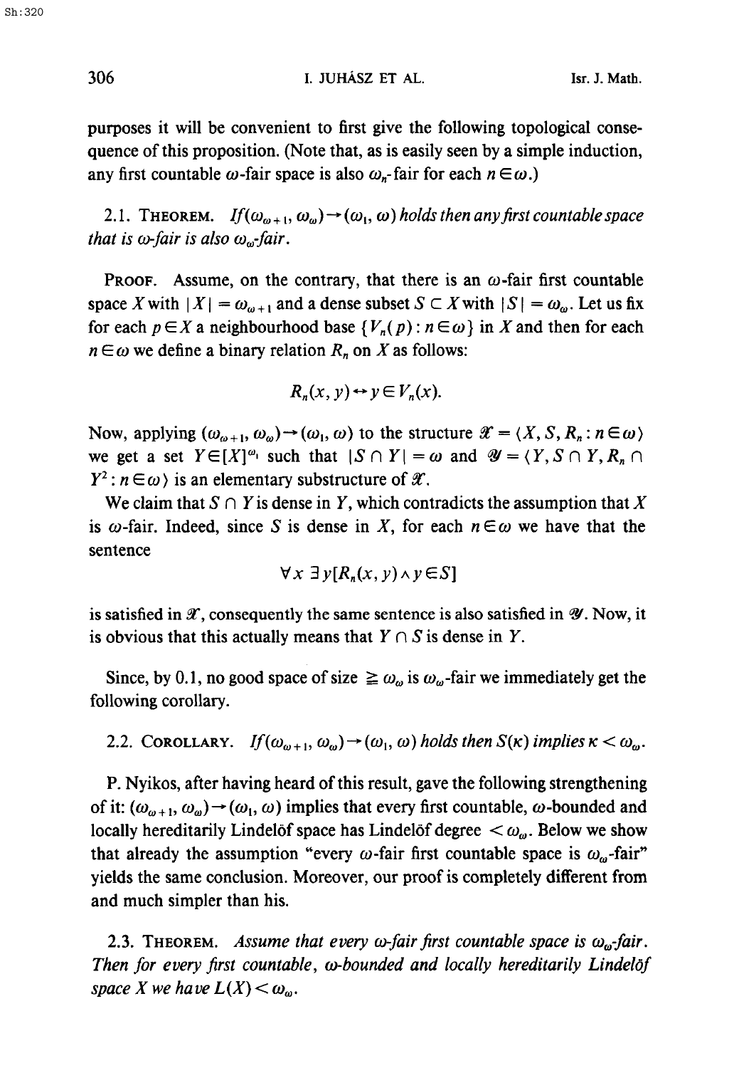purposes it will be convenient to first give the following topological consequence of this proposition. (Note that, as is easily seen by a simple induction, any first countable $\omega$-fair space is also $\omega_n$-fair for each $n \in \omega$.)

2.1. THEOREM. *If $(\omega_{\omega+1}, \omega_\omega) \rightarrow (\omega_1, \omega)$ holds then any first countable space that is $\omega$-fair is also $\omega_\omega$-fair.*

PROOF. Assume, on the contrary, that there is an $\omega$-fair first countable space $X$ with $|X| = \omega_{\omega+1}$ and a dense subset $S \subset X$ with $|S| = \omega_\omega$. Let us fix for each $p \in X$ a neighbourhood base $\{V_n(p) : n \in \omega\}$ in $X$ and then for each $n \in \omega$ we define a binary relation $R_n$ on $X$ as follows:

$$R_n(x, y) \leftrightarrow y \in V_n(x).$$

Now, applying $(\omega_{\omega+1}, \omega_\omega) \rightarrow (\omega_1, \omega)$ to the structure $\mathscr{X} = \langle X, S, R_n : n \in \omega \rangle$ we get a set $Y \in [X]^{\omega_1}$ such that $|S \cap Y| = \omega$ and $\mathscr{Y} = \langle Y, S \cap Y, R_n \cap Y^2 : n \in \omega \rangle$ is an elementary substructure of $\mathscr{X}$.

We claim that $S \cap Y$ is dense in $Y$, which contradicts the assumption that $X$ is $\omega$-fair. Indeed, since $S$ is dense in $X$, for each $n \in \omega$ we have that the sentence

$$\forall x \; \exists y [R_n(x, y) \wedge y \in S]$$

is satisfied in $\mathscr{X}$, consequently the same sentence is also satisfied in $\mathscr{Y}$. Now, it is obvious that this actually means that $Y \cap S$ is dense in $Y$.

Since, by 0.1, no good space of size $\geqq \omega_\omega$ is $\omega_\omega$-fair we immediately get the following corollary.

2.2. COROLLARY. *If $(\omega_{\omega+1}, \omega_\omega) \rightarrow (\omega_1, \omega)$ holds then $S(\kappa)$ implies $\kappa < \omega_\omega$.*

P. Nyikos, after having heard of this result, gave the following strengthening of it: $(\omega_{\omega+1}, \omega_\omega) \rightarrow (\omega_1, \omega)$ implies that every first countable, $\omega$-bounded and locally hereditarily Lindelöf space has Lindelöf degree $< \omega_\omega$. Below we show that already the assumption "every $\omega$-fair first countable space is $\omega_\omega$-fair" yields the same conclusion. Moreover, our proof is completely different from and much simpler than his.

2.3. THEOREM. *Assume that every $\omega$-fair first countable space is $\omega_\omega$-fair. Then for every first countable, $\omega$-bounded and locally hereditarily Lindelöf space $X$ we have $L(X) < \omega_\omega$.*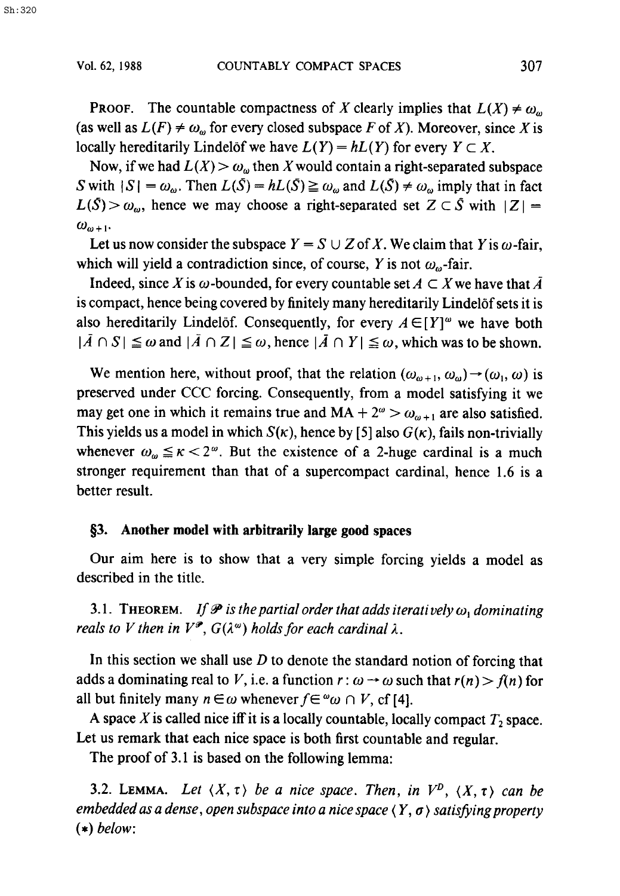**PROOF.** The countable compactness of $X$ clearly implies that $L(X) \neq \omega_\omega$ (as well as $L(F) \neq \omega_\omega$ for every closed subspace $F$ of $X$). Moreover, since $X$ is locally hereditarily Lindelöf we have $L(Y) = hL(Y)$ for every $Y \subset X$.

Now, if we had $L(X) > \omega_\omega$ then $X$ would contain a right-separated subspace $S$ with $|S| = \omega_\omega$. Then $L(\bar{S}) = hL(\bar{S}) \geqq \omega_\omega$ and $L(\bar{S}) \neq \omega_\omega$ imply that in fact $L(\bar{S}) > \omega_\omega$, hence we may choose a right-separated set $Z \subset \bar{S}$ with $|Z| = \omega_{\omega+1}$.

Let us now consider the subspace $Y = S \cup Z$ of $X$. We claim that $Y$ is $\omega$-fair, which will yield a contradiction since, of course, $Y$ is not $\omega_\omega$-fair.

Indeed, since $X$ is $\omega$-bounded, for every countable set $A \subset X$ we have that $\bar{A}$ is compact, hence being covered by finitely many hereditarily Lindelöf sets it is also hereditarily Lindelöf. Consequently, for every $A \in [Y]^\omega$ we have both $|\bar{A} \cap S| \leqq \omega$ and $|\bar{A} \cap Z| \leqq \omega$, hence $|\bar{A} \cap Y| \leqq \omega$, which was to be shown.

We mention here, without proof, that the relation $(\omega_{\omega+1}, \omega_\omega) \rightarrow (\omega_1, \omega)$ is preserved under CCC forcing. Consequently, from a model satisfying it we may get one in which it remains true and MA + $2^\omega > \omega_{\omega+1}$ are also satisfied. This yields us a model in which $S(\kappa)$, hence by [5] also $G(\kappa)$, fails non-trivially whenever $\omega_\omega \leqq \kappa < 2^\omega$. But the existence of a 2-huge cardinal is a much stronger requirement than that of a supercompact cardinal, hence 1.6 is a better result.

## §3. Another model with arbitrarily large good spaces

Our aim here is to show that a very simple forcing yields a model as described in the title.

3.1. **THEOREM.** *If $\mathcal{P}$ is the partial order that adds iteratively $\omega_1$ dominating reals to $V$ then in $V^{\mathcal{P}}$, $G(\lambda^\omega)$ holds for each cardinal $\lambda$.*

In this section we shall use $D$ to denote the standard notion of forcing that adds a dominating real to $V$, i.e. a function $r : \omega \rightarrow \omega$ such that $r(n) > f(n)$ for all but finitely many $n \in \omega$ whenever $f \in {}^\omega\omega \cap V$, cf [4].

A space $X$ is called nice iff it is a locally countable, locally compact $T_2$ space. Let us remark that each nice space is both first countable and regular.

The proof of 3.1 is based on the following lemma:

3.2. **LEMMA.** *Let $\langle X, \tau \rangle$ be a nice space. Then, in $V^D$, $\langle X, \tau \rangle$ can be embedded as a dense, open subspace into a nice space $\langle Y, \sigma \rangle$ satisfying property $(*)$ below:*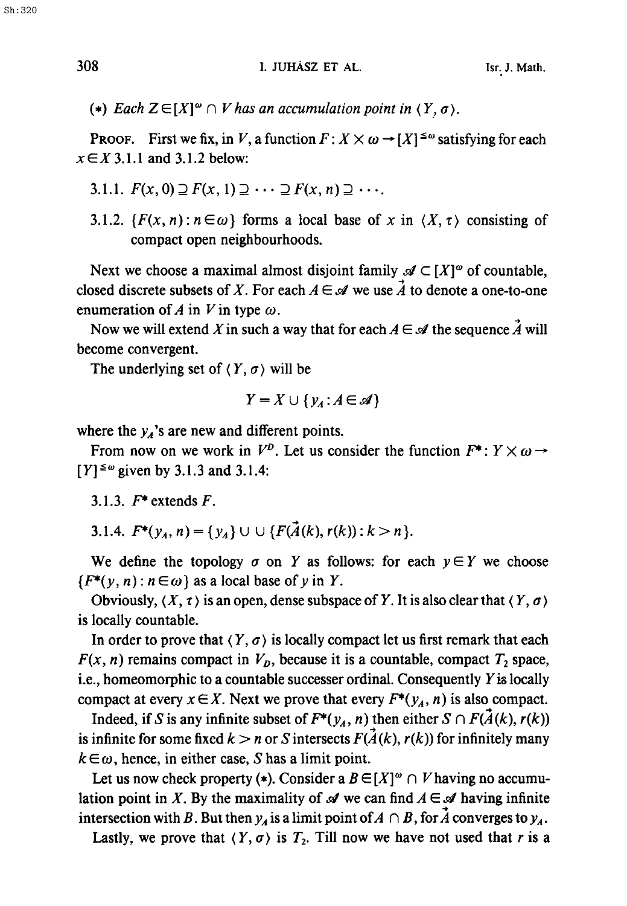(*) *Each* $Z \in [X]^\omega \cap V$ *has an accumulation point in* $\langle Y, \sigma \rangle$.

PROOF. First we fix, in $V$, a function $F : X \times \omega \to [X]^{\le \omega}$ satisfying for each $x \in X$ 3.1.1 and 3.1.2 below:

3.1.1. $F(x, 0) \supseteq F(x, 1) \supseteq \cdots \supseteq F(x, n) \supseteq \cdots$.

3.1.2. $\{F(x, n) : n \in \omega\}$ forms a local base of $x$ in $\langle X, \tau \rangle$ consisting of compact open neighbourhoods.

Next we choose a maximal almost disjoint family $\mathscr{A} \subset [X]^\omega$ of countable, closed discrete subsets of $X$. For each $A \in \mathscr{A}$ we use $\vec{A}$ to denote a one-to-one enumeration of $A$ in $V$ in type $\omega$.

Now we will extend $X$ in such a way that for each $A \in \mathscr{A}$ the sequence $\vec{A}$ will become convergent.

The underlying set of $\langle Y, \sigma \rangle$ will be

$$Y = X \cup \{y_A : A \in \mathscr{A}\}$$

where the $y_A$'s are new and different points.

From now on we work in $V^D$. Let us consider the function $F^* : Y \times \omega \to [Y]^{\le \omega}$ given by 3.1.3 and 3.1.4:

3.1.3. $F^*$ extends $F$.

3.1.4. $F^*(y_A, n) = \{y_A\} \cup \bigcup \{F(\vec{A}(k), r(k)) : k > n\}$.

We define the topology $\sigma$ on $Y$ as follows: for each $y \in Y$ we choose $\{F^*(y, n) : n \in \omega\}$ as a local base of $y$ in $Y$.

Obviously, $\langle X, \tau \rangle$ is an open, dense subspace of $Y$. It is also clear that $\langle Y, \sigma \rangle$ is locally countable.

In order to prove that $\langle Y, \sigma \rangle$ is locally compact let us first remark that each $F(x, n)$ remains compact in $V_D$, because it is a countable, compact $T_2$ space, i.e., homeomorphic to a countable successer ordinal. Consequently $Y$ is locally compact at every $x \in X$. Next we prove that every $F^*(y_A, n)$ is also compact.

Indeed, if $S$ is any infinite subset of $F^*(y_A, n)$ then either $S \cap F(\vec{A}(k), r(k))$ is infinite for some fixed $k > n$ or $S$ intersects $F(\vec{A}(k), r(k))$ for infinitely many $k \in \omega$, hence, in either case, $S$ has a limit point.

Let us now check property (*). Consider a $B \in [X]^\omega \cap V$ having no accumulation point in $X$. By the maximality of $\mathscr{A}$ we can find $A \in \mathscr{A}$ having infinite intersection with $B$. But then $y_A$ is a limit point of $A \cap B$, for $\vec{A}$ converges to $y_A$.

Lastly, we prove that $\langle Y, \sigma \rangle$ is $T_2$. Till now we have not used that $r$ is a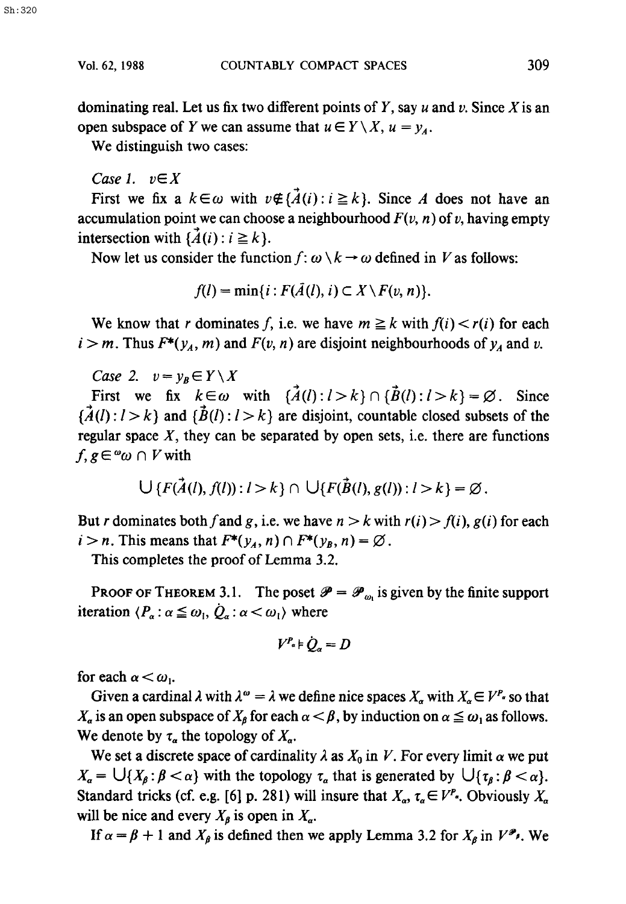dominating real. Let us fix two different points of $Y$, say $u$ and $v$. Since $X$ is an open subspace of $Y$ we can assume that $u \in Y \setminus X$, $u = y_A$.

We distinguish two cases:

*Case 1.* $v \in X$

First we fix a $k \in \omega$ with $v \notin \{\vec{A}(i) : i \geqq k\}$. Since $A$ does not have an accumulation point we can choose a neighbourhood $F(v, n)$ of $v$, having empty intersection with $\{\vec{A}(i) : i \geqq k\}$.

Now let us consider the function $f : \omega \setminus k \to \omega$ defined in $V$ as follows:

$$f(l) = \min\{i : F(\vec{A}(l), i) \subset X \setminus F(v, n)\}.$$

We know that $r$ dominates $f$, i.e. we have $m \geqq k$ with $f(i) < r(i)$ for each $i > m$. Thus $F^*(y_A, m)$ and $F(v, n)$ are disjoint neighbourhoods of $y_A$ and $v$.

*Case 2.* $v = y_B \in Y \setminus X$

First we fix $k \in \omega$ with $\{\vec{A}(l) : l > k\} \cap \{\vec{B}(l) : l > k\} = \varnothing$. Since $\{\vec{A}(l) : l > k\}$ and $\{\vec{B}(l) : l > k\}$ are disjoint, countable closed subsets of the regular space $X$, they can be separated by open sets, i.e. there are functions $f, g \in {}^{\omega}\omega \cap V$ with

$$\bigcup \{F(\vec{A}(l), f(l)) : l > k\} \cap \bigcup \{F(\vec{B}(l), g(l)) : l > k\} = \varnothing.$$

But $r$ dominates both $f$ and $g$, i.e. we have $n > k$ with $r(i) > f(i), g(i)$ for each $i > n$. This means that $F^*(y_A, n) \cap F^*(y_B, n) = \varnothing$.

This completes the proof of Lemma 3.2.

**Proof of Theorem 3.1.** The poset $\mathscr{P} = \mathscr{P}_{\omega_1}$ is given by the finite support iteration $\langle P_\alpha : \alpha \leqq \omega_1, \dot{Q}_\alpha : \alpha < \omega_1 \rangle$ where

$$V^{P_\alpha} \vDash \dot{Q}_\alpha = D$$

for each $\alpha < \omega_1$.

Given a cardinal $\lambda$ with $\lambda^\omega = \lambda$ we define nice spaces $X_\alpha$ with $X_\alpha \in V^{P_\alpha}$ so that $X_\alpha$ is an open subspace of $X_\beta$ for each $\alpha < \beta$, by induction on $\alpha \leqq \omega_1$ as follows. We denote by $\tau_\alpha$ the topology of $X_\alpha$.

We set a discrete space of cardinality $\lambda$ as $X_0$ in $V$. For every limit $\alpha$ we put $X_\alpha = \bigcup\{X_\beta : \beta < \alpha\}$ with the topology $\tau_\alpha$ that is generated by $\bigcup\{\tau_\beta : \beta < \alpha\}$. Standard tricks (cf. e.g. [6] p. 281) will insure that $X_\alpha, \tau_\alpha \in V^{P_\alpha}$. Obviously $X_\alpha$ will be nice and every $X_\beta$ is open in $X_\alpha$.

If $\alpha = \beta + 1$ and $X_\beta$ is defined then we apply Lemma 3.2 for $X_\beta$ in $V^{\mathscr{P}_\beta}$. We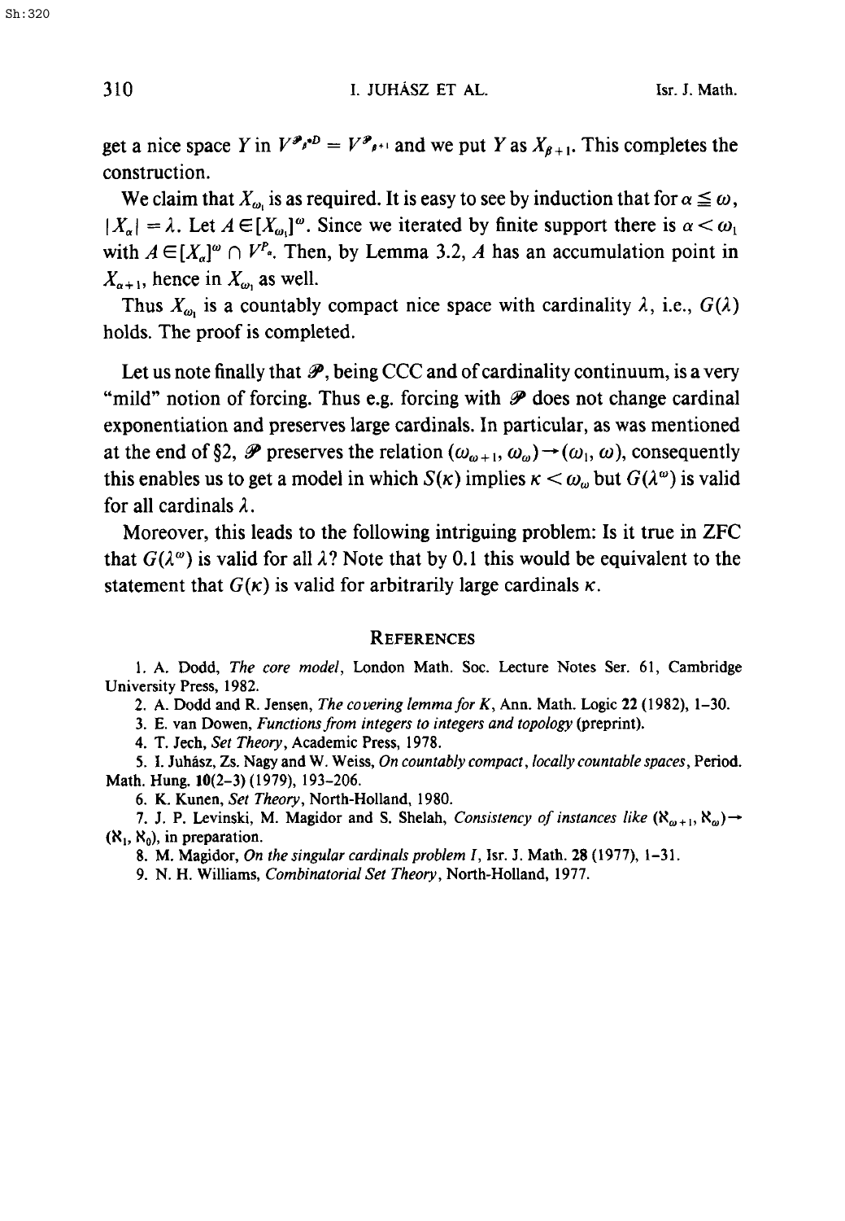get a nice space $Y$ in $V^{\mathcal{P}_\beta * D} = V^{\mathcal{P}_{\beta+1}}$ and we put $Y$ as $X_{\beta+1}$. This completes the construction.

We claim that $X_{\omega_1}$ is as required. It is easy to see by induction that for $\alpha \leqq \omega$, $|X_\alpha| = \lambda$. Let $A \in [X_{\omega_1}]^\omega$. Since we iterated by finite support there is $\alpha < \omega_1$ with $A \in [X_\alpha]^\omega \cap V^{P_\alpha}$. Then, by Lemma 3.2, $A$ has an accumulation point in $X_{\alpha+1}$, hence in $X_{\omega_1}$ as well.

Thus $X_{\omega_1}$ is a countably compact nice space with cardinality $\lambda$, i.e., $G(\lambda)$ holds. The proof is completed.

Let us note finally that $\mathcal{P}$, being CCC and of cardinality continuum, is a very "mild" notion of forcing. Thus e.g. forcing with $\mathcal{P}$ does not change cardinal exponentiation and preserves large cardinals. In particular, as was mentioned at the end of §2, $\mathcal{P}$ preserves the relation $(\omega_{\omega+1}, \omega_\omega) \to (\omega_1, \omega)$, consequently this enables us to get a model in which $S(\kappa)$ implies $\kappa < \omega_\omega$ but $G(\lambda^\omega)$ is valid for all cardinals $\lambda$.

Moreover, this leads to the following intriguing problem: Is it true in ZFC that $G(\lambda^\omega)$ is valid for all $\lambda$? Note that by 0.1 this would be equivalent to the statement that $G(\kappa)$ is valid for arbitrarily large cardinals $\kappa$.

## References

1. A. Dodd, *The core model*, London Math. Soc. Lecture Notes Ser. 61, Cambridge University Press, 1982.
2. A. Dodd and R. Jensen, *The covering lemma for K*, Ann. Math. Logic **22** (1982), 1–30.
3. E. van Dowen, *Functions from integers to integers and topology* (preprint).
4. T. Jech, *Set Theory*, Academic Press, 1978.
5. I. Juhász, Zs. Nagy and W. Weiss, *On countably compact, locally countable spaces*, Period. Math. Hung. **10**(2–3) (1979), 193–206.
6. K. Kunen, *Set Theory*, North-Holland, 1980.
7. J. P. Levinski, M. Magidor and S. Shelah, *Consistency of instances like* $(\aleph_{\omega+1}, \aleph_\omega) \to (\aleph_1, \aleph_0)$, in preparation.
8. M. Magidor, *On the singular cardinals problem I*, Isr. J. Math. **28** (1977), 1–31.
9. N. H. Williams, *Combinatorial Set Theory*, North-Holland, 1977.